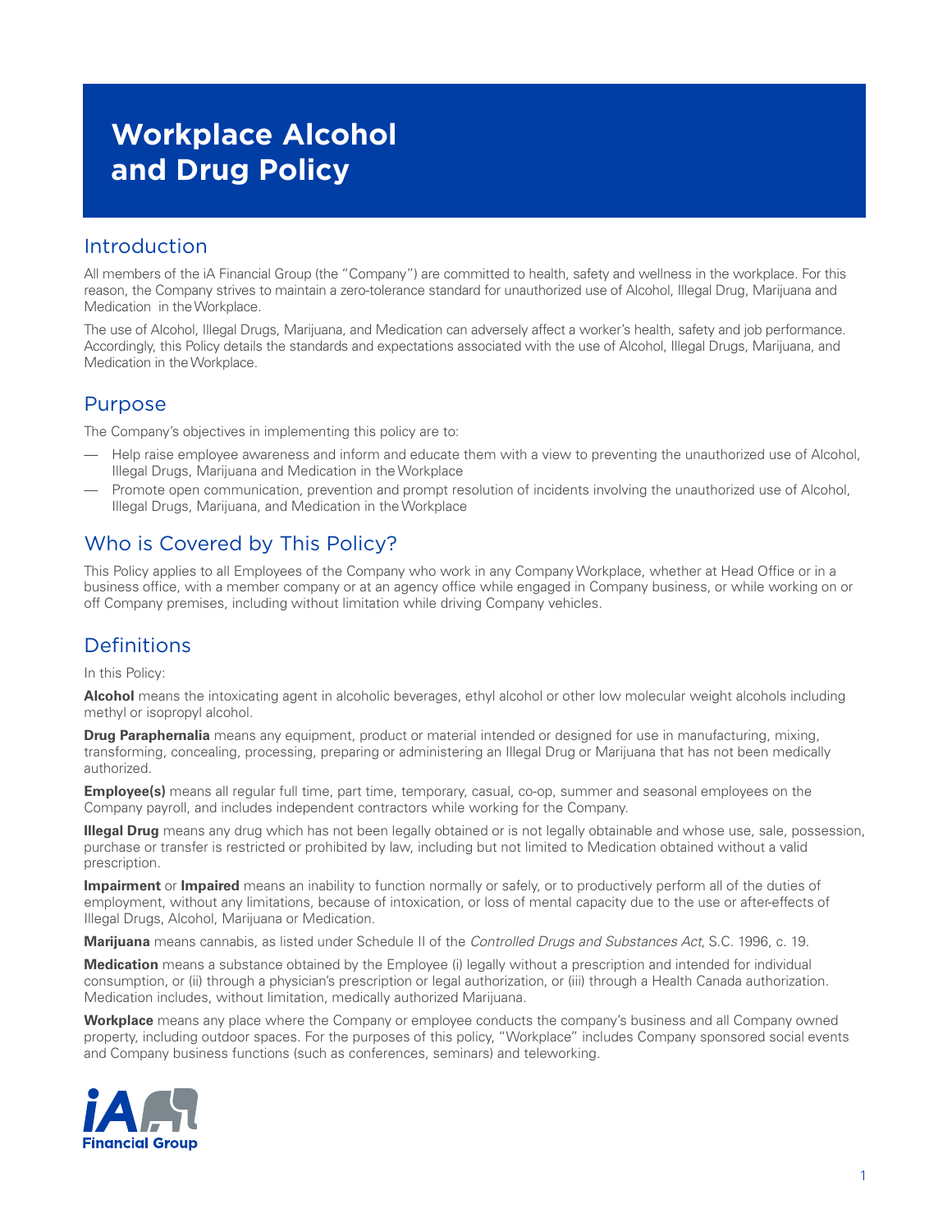# Workplace Alcohol and Drug Policy

## Introduction

All members of the iA Financial Group (the "Company") are committed to health, safety and wellness in the workplace. For this reason, the Company strives to maintain a zero-tolerance standard for unauthorized use of Alcohol, Illegal Drug, Marijuana and Medication in the Workplace.

The use of Alcohol, Illegal Drugs, Marijuana, and Medication can adversely affect a worker's health, safety and job performance. Accordingly, this Policy details the standards and expectations associated with the use of Alcohol, Illegal Drugs, Marijuana, and Medication in the Workplace.

## Purpose

The Company's objectives in implementing this policy are to:

- Help raise employee awareness and inform and educate them with a view to preventing the unauthorized use of Alcohol, Illegal Drugs, Marijuana and Medication in the Workplace
- Promote open communication, prevention and prompt resolution of incidents involving the unauthorized use of Alcohol, Illegal Drugs, Marijuana, and Medication in the Workplace

## Who is Covered by This Policy?

This Policy applies to all Employees of the Company who work in any Company Workplace, whether at Head Office or in a business office, with a member company or at an agency office while engaged in Company business, or while working on or off Company premises, including without limitation while driving Company vehicles.

## Definitions

In this Policy:

**Alcohol** means the intoxicating agent in alcoholic beverages, ethyl alcohol or other low molecular weight alcohols including methyl or isopropyl alcohol.

**Drug Paraphernalia** means any equipment, product or material intended or designed for use in manufacturing, mixing, transforming, concealing, processing, preparing or administering an Illegal Drug or Marijuana that has not been medically authorized.

**Employee(s)** means all regular full time, part time, temporary, casual, co-op, summer and seasonal employees on the Company payroll, and includes independent contractors while working for the Company.

**Illegal Drug** means any drug which has not been legally obtained or is not legally obtainable and whose use, sale, possession, purchase or transfer is restricted or prohibited by law, including but not limited to Medication obtained without a valid prescription.

**Impairment** or **Impaired** means an inability to function normally or safely, or to productively perform all of the duties of employment, without any limitations, because of intoxication, or loss of mental capacity due to the use or after-effects of Illegal Drugs, Alcohol, Marijuana or Medication.

**Marijuana** means cannabis, as listed under Schedule II of the *Controlled Drugs and Substances Act*, S.C. 1996, c. 19.

**Medication** means a substance obtained by the Employee (i) legally without a prescription and intended for individual consumption, or (ii) through a physician's prescription or legal authorization, or (iii) through a Health Canada authorization. Medication includes, without limitation, medically authorized Marijuana.

**Workplace** means any place where the Company or employee conducts the company's business and all Company owned property, including outdoor spaces. For the purposes of this policy, "Workplace" includes Company sponsored social events and Company business functions (such as conferences, seminars) and teleworking.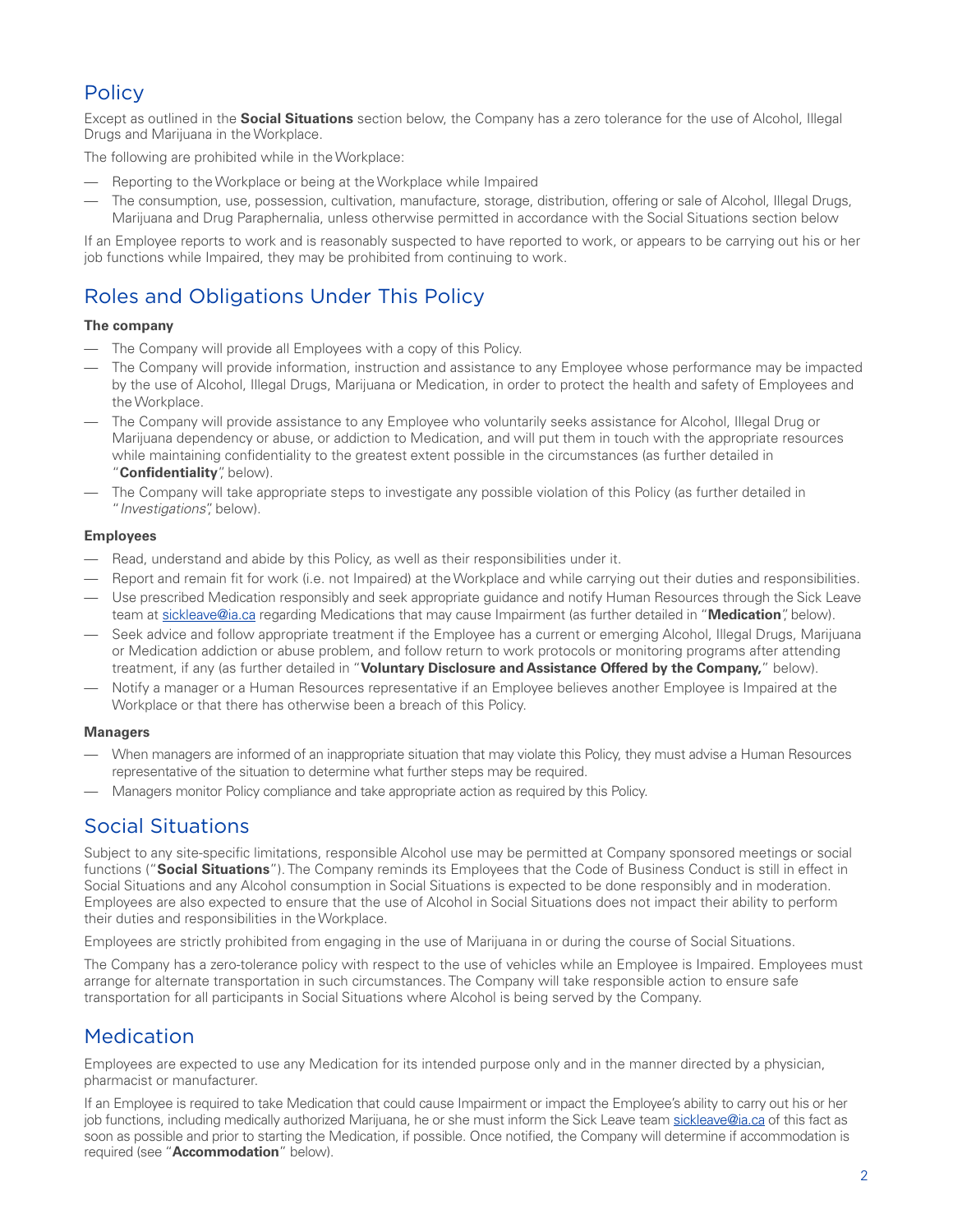## Policy

Except as outlined in the **Social Situations** section below, the Company has a zero tolerance for the use of Alcohol, Illegal Drugs and Marijuana in the Workplace.

The following are prohibited while in the Workplace:

- Reporting to the Workplace or being at the Workplace while Impaired
- The consumption, use, possession, cultivation, manufacture, storage, distribution, offering or sale of Alcohol, Illegal Drugs, Marijuana and Drug Paraphernalia, unless otherwise permitted in accordance with the Social Situations section below

If an Employee reports to work and is reasonably suspected to have reported to work, or appears to be carrying out his or her job functions while Impaired, they may be prohibited from continuing to work.

## Roles and Obligations Under This Policy

**The company**

- The Company will provide all Employees with a copy of this Policy.
- The Company will provide information, instruction and assistance to any Employee whose performance may be impacted by the use of Alcohol, Illegal Drugs, Marijuana or Medication, in order to protect the health and safety of Employees and the Workplace.
- The Company will provide assistance to any Employee who voluntarily seeks assistance for Alcohol, Illegal Drug or Marijuana dependency or abuse, or addiction to Medication, and will put them in touch with the appropriate resources while maintaining confidentiality to the greatest extent possible in the circumstances (as further detailed in "**Confidentiality**", below).
- The Company will take appropriate steps to investigate any possible violation of this Policy (as further detailed in "*Investigations*", below).

**Employees**

- Read, understand and abide by this Policy, as well as their responsibilities under it.
- Report and remain fit for work (i.e. not Impaired) at the Workplace and while carrying out their duties and responsibilities.
- Use prescribed Medication responsibly and seek appropriate guidance and notify Human Resources through the Sick Leave team at sickleave@ia.ca regarding Medications that may cause Impairment (as further detailed in "**Medication**", below).
- Seek advice and follow appropriate treatment if the Employee has a current or emerging Alcohol, Illegal Drugs, Marijuana or Medication addiction or abuse problem, and follow return to work protocols or monitoring programs after attending treatment, if any (as further detailed in "**Voluntary Disclosure and Assistance Offered by the Company,**" below).
- Notify a manager or a Human Resources representative if an Employee believes another Employee is Impaired at the Workplace or that there has otherwise been a breach of this Policy.

**Managers**

- When managers are informed of an inappropriate situation that may violate this Policy, they must advise a Human Resources representative of the situation to determine what further steps may be required.
- Managers monitor Policy compliance and take appropriate action as required by this Policy.

## Social Situations

Subject to any site-specific limitations, responsible Alcohol use may be permitted at Company sponsored meetings or social functions ("**Social Situations**"). The Company reminds its Employees that the Code of Business Conduct is still in effect in Social Situations and any Alcohol consumption in Social Situations is expected to be done responsibly and in moderation. Employees are also expected to ensure that the use of Alcohol in Social Situations does not impact their ability to perform their duties and responsibilities in the Workplace.

Employees are strictly prohibited from engaging in the use of Marijuana in or during the course of Social Situations.

The Company has a zero-tolerance policy with respect to the use of vehicles while an Employee is Impaired. Employees must arrange for alternate transportation in such circumstances. The Company will take responsible action to ensure safe transportation for all participants in Social Situations where Alcohol is being served by the Company.

## Medication

Employees are expected to use any Medication for its intended purpose only and in the manner directed by a physician, pharmacist or manufacturer.

If an Employee is required to take Medication that could cause Impairment or impact the Employee's ability to carry out his or her job functions, including medically authorized Marijuana, he or she must inform the Sick Leave team sickleave@ia.ca of this fact as soon as possible and prior to starting the Medication, if possible. Once notified, the Company will determine if accommodation is required (see "**Accommodation**" below).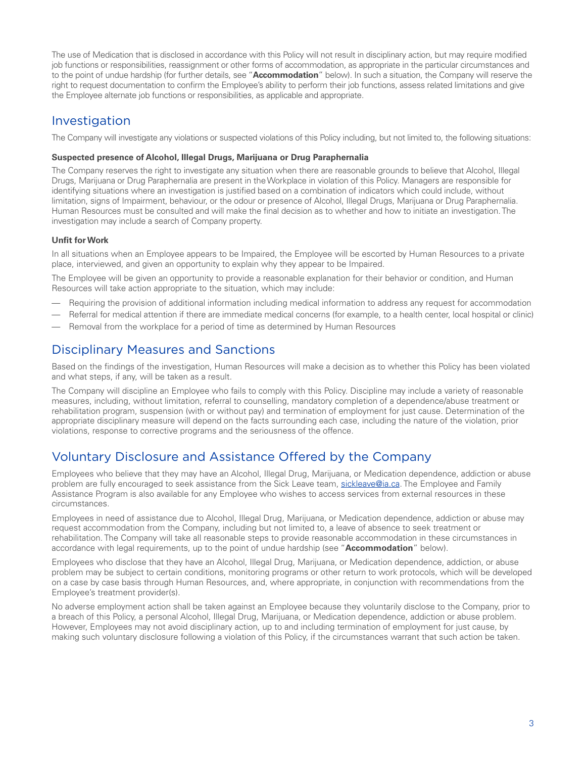The use of Medication that is disclosed in accordance with this Policy will not result in disciplinary action, but may require modified job functions or responsibilities, reassignment or other forms of accommodation, as appropriate in the particular circumstances and to the point of undue hardship (for further details, see "**Accommodation**" below). In such a situation, the Company will reserve the right to request documentation to confirm the Employee's ability to perform their job functions, assess related limitations and give the Employee alternate job functions or responsibilities, as applicable and appropriate.

## Investigation

The Company will investigate any violations or suspected violations of this Policy including, but not limited to, the following situations:

**Suspected presence of Alcohol, Illegal Drugs, Marijuana or Drug Paraphernalia**

The Company reserves the right to investigate any situation when there are reasonable grounds to believe that Alcohol, Illegal Drugs, Marijuana or Drug Paraphernalia are present in the Workplace in violation of this Policy. Managers are responsible for identifying situations where an investigation is justified based on a combination of indicators which could include, without limitation, signs of Impairment, behaviour, or the odour or presence of Alcohol, Illegal Drugs, Marijuana or Drug Paraphernalia. Human Resources must be consulted and will make the final decision as to whether and how to initiate an investigation. The investigation may include a search of Company property.

**Unfit for Work**

In all situations when an Employee appears to be Impaired, the Employee will be escorted by Human Resources to a private place, interviewed, and given an opportunity to explain why they appear to be Impaired.

The Employee will be given an opportunity to provide a reasonable explanation for their behavior or condition, and Human Resources will take action appropriate to the situation, which may include:

- Requiring the provision of additional information including medical information to address any request for accommodation
- Referral for medical attention if there are immediate medical concerns (for example, to a health center, local hospital or clinic)
- Removal from the workplace for a period of time as determined by Human Resources

## Disciplinary Measures and Sanctions

Based on the findings of the investigation, Human Resources will make a decision as to whether this Policy has been violated and what steps, if any, will be taken as a result.

The Company will discipline an Employee who fails to comply with this Policy. Discipline may include a variety of reasonable measures, including, without limitation, referral to counselling, mandatory completion of a dependence/abuse treatment or rehabilitation program, suspension (with or without pay) and termination of employment for just cause. Determination of the appropriate disciplinary measure will depend on the facts surrounding each case, including the nature of the violation, prior violations, response to corrective programs and the seriousness of the offence.

## Voluntary Disclosure and Assistance Offered by the Company

Employees who believe that they may have an Alcohol, Illegal Drug, Marijuana, or Medication dependence, addiction or abuse problem are fully encouraged to seek assistance from the Sick Leave team, sickleave@ia.ca. The Employee and Family Assistance Program is also available for any Employee who wishes to access services from external resources in these circumstances.

Employees in need of assistance due to Alcohol, Illegal Drug, Marijuana, or Medication dependence, addiction or abuse may request accommodation from the Company, including but not limited to, a leave of absence to seek treatment or rehabilitation. The Company will take all reasonable steps to provide reasonable accommodation in these circumstances in accordance with legal requirements, up to the point of undue hardship (see "**Accommodation**" below).

Employees who disclose that they have an Alcohol, Illegal Drug, Marijuana, or Medication dependence, addiction, or abuse problem may be subject to certain conditions, monitoring programs or other return to work protocols, which will be developed on a case by case basis through Human Resources, and, where appropriate, in conjunction with recommendations from the Employee's treatment provider(s).

No adverse employment action shall be taken against an Employee because they voluntarily disclose to the Company, prior to a breach of this Policy, a personal Alcohol, Illegal Drug, Marijuana, or Medication dependence, addiction or abuse problem. However, Employees may not avoid disciplinary action, up to and including termination of employment for just cause, by making such voluntary disclosure following a violation of this Policy, if the circumstances warrant that such action be taken.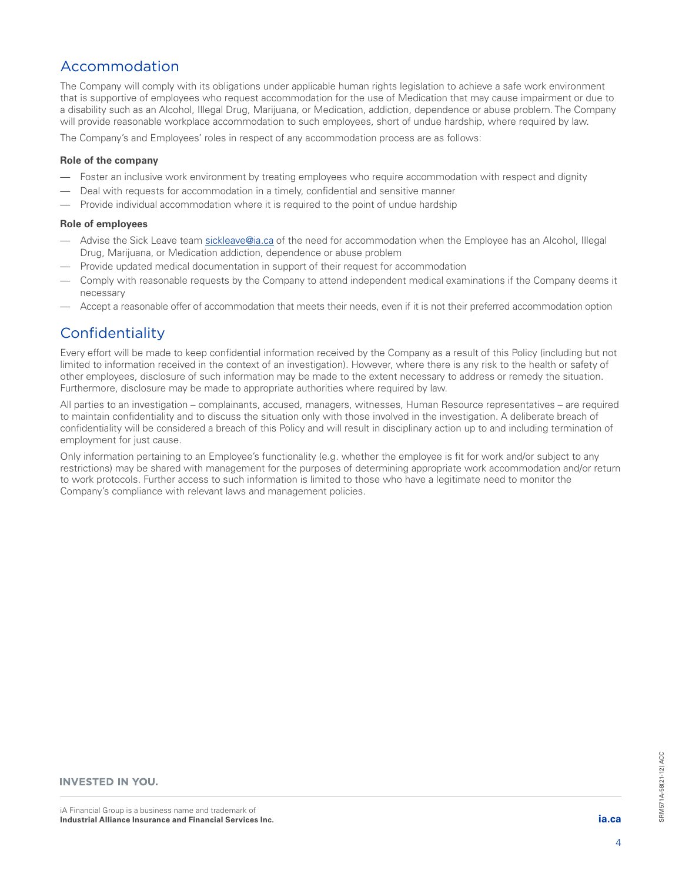## Accommodation

The Company will comply with its obligations under applicable human rights legislation to achieve a safe work environment that is supportive of employees who request accommodation for the use of Medication that may cause impairment or due to a disability such as an Alcohol, Illegal Drug, Marijuana, or Medication, addiction, dependence or abuse problem. The Company will provide reasonable workplace accommodation to such employees, short of undue hardship, where required by law.

The Company's and Employees' roles in respect of any accommodation process are as follows:

**Role of the company**

- Foster an inclusive work environment by treating employees who require accommodation with respect and dignity
- Deal with requests for accommodation in a timely, confidential and sensitive manner
- Provide individual accommodation where it is required to the point of undue hardship

**Role of employees**

- Advise the Sick Leave team sickleave@ia.ca of the need for accommodation when the Employee has an Alcohol, Illegal Drug, Marijuana, or Medication addiction, dependence or abuse problem
- Provide updated medical documentation in support of their request for accommodation
- Comply with reasonable requests by the Company to attend independent medical examinations if the Company deems it necessary
- Accept a reasonable offer of accommodation that meets their needs, even if it is not their preferred accommodation option

## Confidentiality

Every effort will be made to keep confidential information received by the Company as a result of this Policy (including but not limited to information received in the context of an investigation). However, where there is any risk to the health or safety of other employees, disclosure of such information may be made to the extent necessary to address or remedy the situation. Furthermore, disclosure may be made to appropriate authorities where required by law.

All parties to an investigation – complainants, accused, managers, witnesses, Human Resource representatives – are required to maintain confidentiality and to discuss the situation only with those involved in the investigation. A deliberate breach of confidentiality will be considered a breach of this Policy and will result in disciplinary action up to and including termination of employment for just cause.

Only information pertaining to an Employee's functionality (e.g. whether the employee is fit for work and/or subject to any restrictions) may be shared with management for the purposes of determining appropriate work accommodation and/or return to work protocols. Further access to such information is limited to those who have a legitimate need to monitor the Company's compliance with relevant laws and management policies.

**INVESTED IN YOU.**

iA Financial Group is a business name and trademark of
**Industrial Alliance Insurance and Financial Services Inc.**

**ia.ca**

SRM571A-58(21-12) ACC